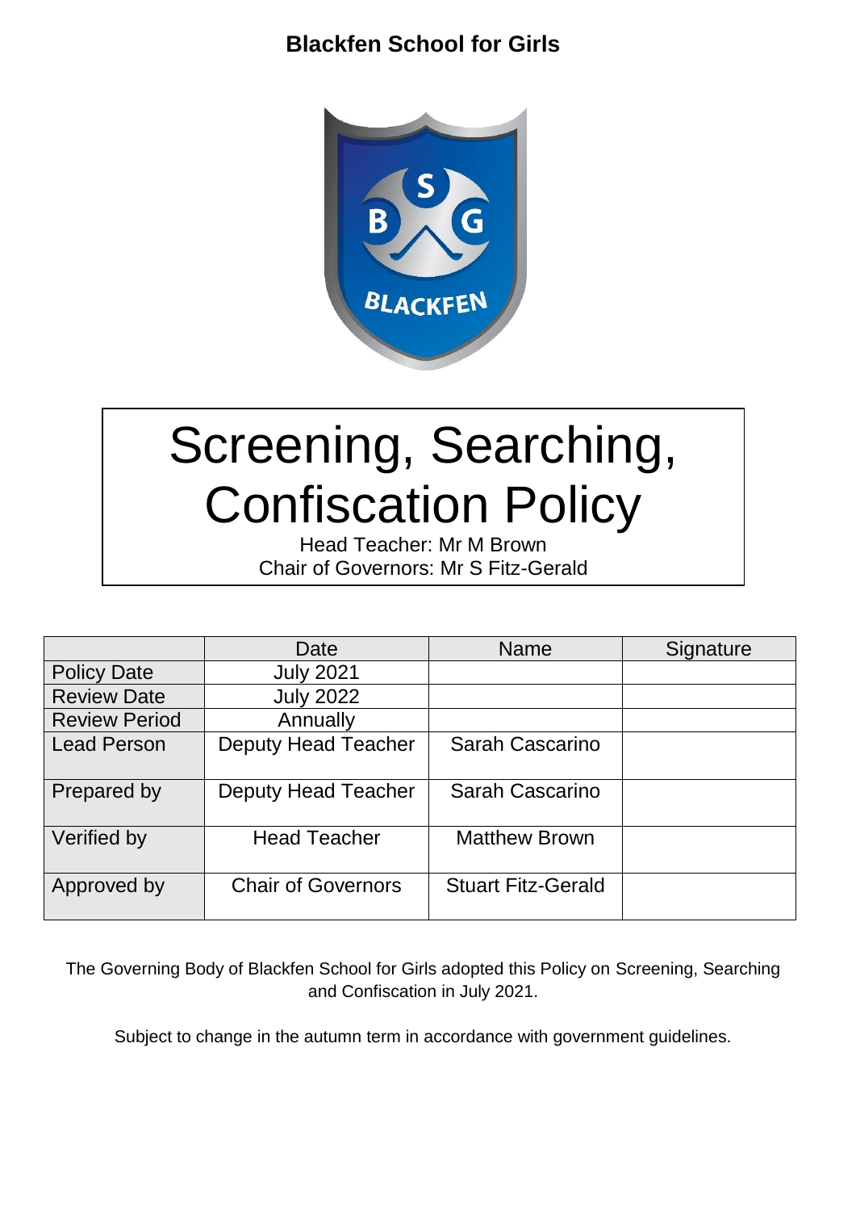**Blackfen School for Girls**

# Screening, Searching, Confiscation Policy

Head Teacher: Mr M Brown
Chair of Governors: Mr S Fitz-Gerald

| | Date | Name | Signature |
|---|---|---|---|
| Policy Date | July 2021 | | |
| Review Date | July 2022 | | |
| Review Period | Annually | | |
| Lead Person | Deputy Head Teacher | Sarah Cascarino | |
| Prepared by | Deputy Head Teacher | Sarah Cascarino | |
| Verified by | Head Teacher | Matthew Brown | |
| Approved by | Chair of Governors | Stuart Fitz-Gerald | |

The Governing Body of Blackfen School for Girls adopted this Policy on Screening, Searching and Confiscation in July 2021.

Subject to change in the autumn term in accordance with government guidelines.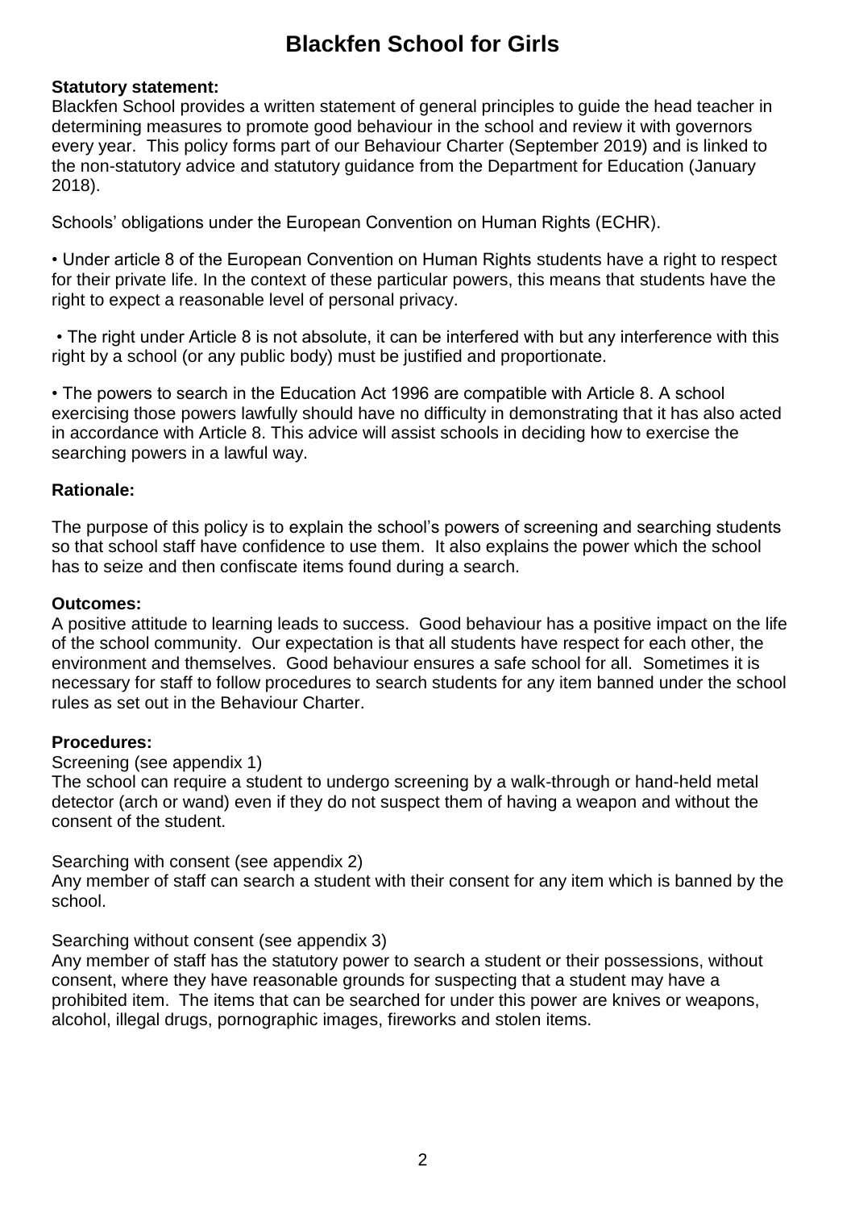# Blackfen School for Girls

**Statutory statement:**

Blackfen School provides a written statement of general principles to guide the head teacher in determining measures to promote good behaviour in the school and review it with governors every year. This policy forms part of our Behaviour Charter (September 2019) and is linked to the non-statutory advice and statutory guidance from the Department for Education (January 2018).

Schools' obligations under the European Convention on Human Rights (ECHR).

- Under article 8 of the European Convention on Human Rights students have a right to respect for their private life. In the context of these particular powers, this means that students have the right to expect a reasonable level of personal privacy.

- The right under Article 8 is not absolute, it can be interfered with but any interference with this right by a school (or any public body) must be justified and proportionate.

- The powers to search in the Education Act 1996 are compatible with Article 8. A school exercising those powers lawfully should have no difficulty in demonstrating that it has also acted in accordance with Article 8. This advice will assist schools in deciding how to exercise the searching powers in a lawful way.

**Rationale:**

The purpose of this policy is to explain the school's powers of screening and searching students so that school staff have confidence to use them. It also explains the power which the school has to seize and then confiscate items found during a search.

**Outcomes:**

A positive attitude to learning leads to success. Good behaviour has a positive impact on the life of the school community. Our expectation is that all students have respect for each other, the environment and themselves. Good behaviour ensures a safe school for all. Sometimes it is necessary for staff to follow procedures to search students for any item banned under the school rules as set out in the Behaviour Charter.

**Procedures:**

Screening (see appendix 1)

The school can require a student to undergo screening by a walk-through or hand-held metal detector (arch or wand) even if they do not suspect them of having a weapon and without the consent of the student.

Searching with consent (see appendix 2)

Any member of staff can search a student with their consent for any item which is banned by the school.

Searching without consent (see appendix 3)

Any member of staff has the statutory power to search a student or their possessions, without consent, where they have reasonable grounds for suspecting that a student may have a prohibited item. The items that can be searched for under this power are knives or weapons, alcohol, illegal drugs, pornographic images, fireworks and stolen items.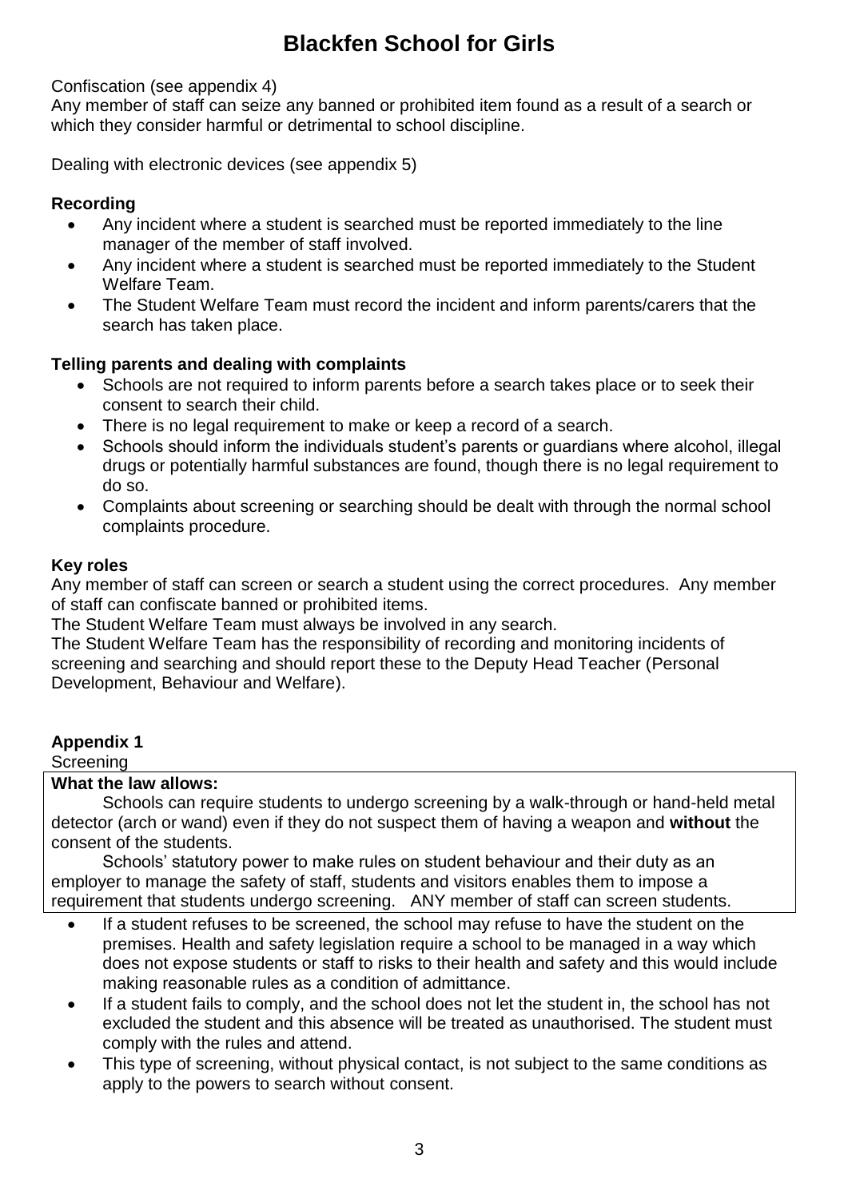Confiscation (see appendix 4)
Any member of staff can seize any banned or prohibited item found as a result of a search or which they consider harmful or detrimental to school discipline.

Dealing with electronic devices (see appendix 5)

**Recording**

- Any incident where a student is searched must be reported immediately to the line manager of the member of staff involved.
- Any incident where a student is searched must be reported immediately to the Student Welfare Team.
- The Student Welfare Team must record the incident and inform parents/carers that the search has taken place.

**Telling parents and dealing with complaints**

- Schools are not required to inform parents before a search takes place or to seek their consent to search their child.
- There is no legal requirement to make or keep a record of a search.
- Schools should inform the individuals student's parents or guardians where alcohol, illegal drugs or potentially harmful substances are found, though there is no legal requirement to do so.
- Complaints about screening or searching should be dealt with through the normal school complaints procedure.

**Key roles**

Any member of staff can screen or search a student using the correct procedures. Any member of staff can confiscate banned or prohibited items.
The Student Welfare Team must always be involved in any search.
The Student Welfare Team has the responsibility of recording and monitoring incidents of screening and searching and should report these to the Deputy Head Teacher (Personal Development, Behaviour and Welfare).

**Appendix 1**

Screening

**What the law allows:**

Schools can require students to undergo screening by a walk-through or hand-held metal detector (arch or wand) even if they do not suspect them of having a weapon and **without** the consent of the students.

Schools' statutory power to make rules on student behaviour and their duty as an employer to manage the safety of staff, students and visitors enables them to impose a requirement that students undergo screening. ANY member of staff can screen students.

- If a student refuses to be screened, the school may refuse to have the student on the premises. Health and safety legislation require a school to be managed in a way which does not expose students or staff to risks to their health and safety and this would include making reasonable rules as a condition of admittance.
- If a student fails to comply, and the school does not let the student in, the school has not excluded the student and this absence will be treated as unauthorised. The student must comply with the rules and attend.
- This type of screening, without physical contact, is not subject to the same conditions as apply to the powers to search without consent.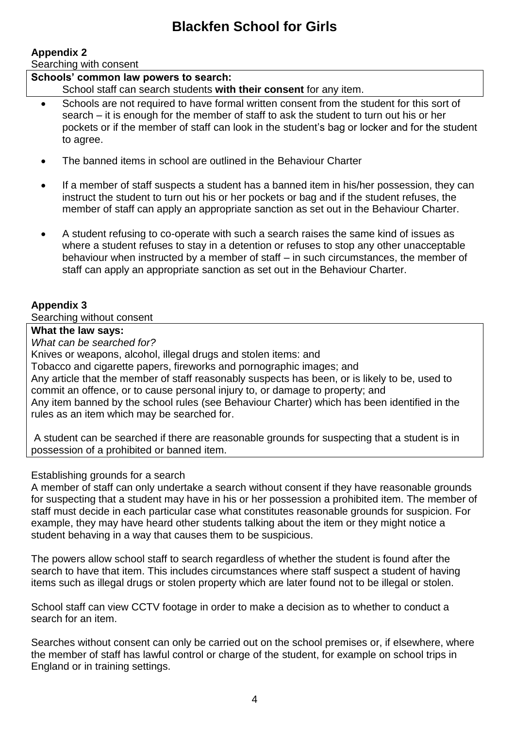# Blackfen School for Girls

**Appendix 2**

Searching with consent

**Schools' common law powers to search:**

School staff can search students **with their consent** for any item.

- Schools are not required to have formal written consent from the student for this sort of search – it is enough for the member of staff to ask the student to turn out his or her pockets or if the member of staff can look in the student's bag or locker and for the student to agree.
- The banned items in school are outlined in the Behaviour Charter
- If a member of staff suspects a student has a banned item in his/her possession, they can instruct the student to turn out his or her pockets or bag and if the student refuses, the member of staff can apply an appropriate sanction as set out in the Behaviour Charter.
- A student refusing to co-operate with such a search raises the same kind of issues as where a student refuses to stay in a detention or refuses to stop any other unacceptable behaviour when instructed by a member of staff – in such circumstances, the member of staff can apply an appropriate sanction as set out in the Behaviour Charter.

**Appendix 3**

Searching without consent

**What the law says:**

*What can be searched for?*

Knives or weapons, alcohol, illegal drugs and stolen items: and

Tobacco and cigarette papers, fireworks and pornographic images; and

Any article that the member of staff reasonably suspects has been, or is likely to be, used to commit an offence, or to cause personal injury to, or damage to property; and

Any item banned by the school rules (see Behaviour Charter) which has been identified in the rules as an item which may be searched for.

A student can be searched if there are reasonable grounds for suspecting that a student is in possession of a prohibited or banned item.

Establishing grounds for a search

A member of staff can only undertake a search without consent if they have reasonable grounds for suspecting that a student may have in his or her possession a prohibited item. The member of staff must decide in each particular case what constitutes reasonable grounds for suspicion. For example, they may have heard other students talking about the item or they might notice a student behaving in a way that causes them to be suspicious.

The powers allow school staff to search regardless of whether the student is found after the search to have that item. This includes circumstances where staff suspect a student of having items such as illegal drugs or stolen property which are later found not to be illegal or stolen.

School staff can view CCTV footage in order to make a decision as to whether to conduct a search for an item.

Searches without consent can only be carried out on the school premises or, if elsewhere, where the member of staff has lawful control or charge of the student, for example on school trips in England or in training settings.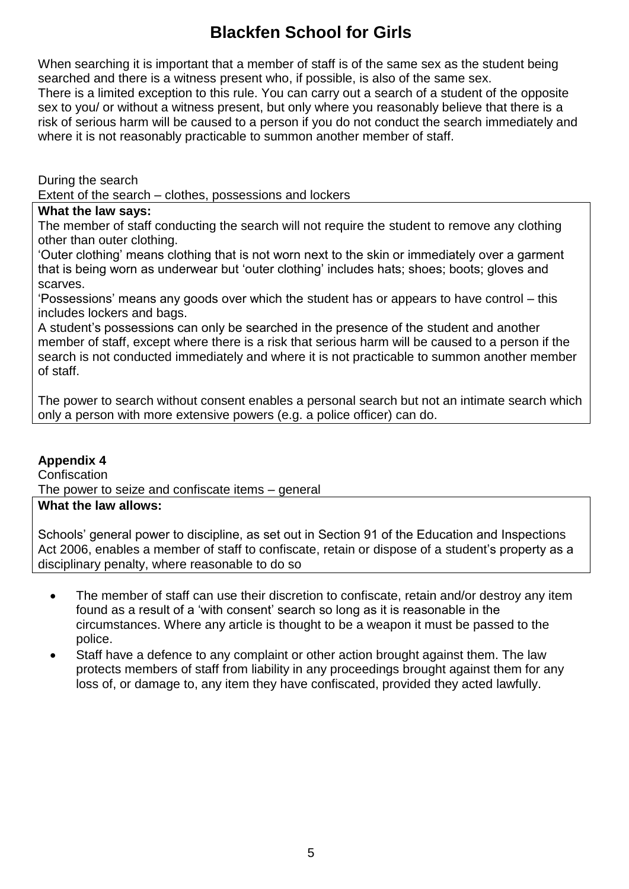When searching it is important that a member of staff is of the same sex as the student being searched and there is a witness present who, if possible, is also of the same sex.
There is a limited exception to this rule. You can carry out a search of a student of the opposite sex to you/ or without a witness present, but only where you reasonably believe that there is a risk of serious harm will be caused to a person if you do not conduct the search immediately and where it is not reasonably practicable to summon another member of staff.

During the search
Extent of the search – clothes, possessions and lockers

**What the law says:**

The member of staff conducting the search will not require the student to remove any clothing other than outer clothing.

'Outer clothing' means clothing that is not worn next to the skin or immediately over a garment that is being worn as underwear but 'outer clothing' includes hats; shoes; boots; gloves and scarves.

'Possessions' means any goods over which the student has or appears to have control – this includes lockers and bags.

A student's possessions can only be searched in the presence of the student and another member of staff, except where there is a risk that serious harm will be caused to a person if the search is not conducted immediately and where it is not practicable to summon another member of staff.

The power to search without consent enables a personal search but not an intimate search which only a person with more extensive powers (e.g. a police officer) can do.

**Appendix 4**

Confiscation
The power to seize and confiscate items – general

**What the law allows:**

Schools' general power to discipline, as set out in Section 91 of the Education and Inspections Act 2006, enables a member of staff to confiscate, retain or dispose of a student's property as a disciplinary penalty, where reasonable to do so

- The member of staff can use their discretion to confiscate, retain and/or destroy any item found as a result of a 'with consent' search so long as it is reasonable in the circumstances. Where any article is thought to be a weapon it must be passed to the police.
- Staff have a defence to any complaint or other action brought against them. The law protects members of staff from liability in any proceedings brought against them for any loss of, or damage to, any item they have confiscated, provided they acted lawfully.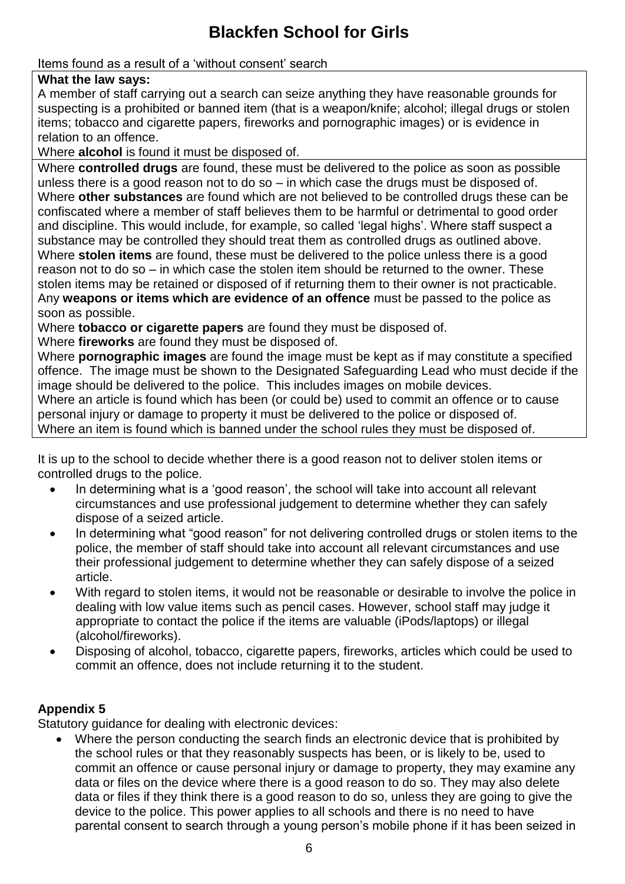# Blackfen School for Girls

Items found as a result of a 'without consent' search

| **What the law says:** |
|---|
| A member of staff carrying out a search can seize anything they have reasonable grounds for suspecting is a prohibited or banned item (that is a weapon/knife; alcohol; illegal drugs or stolen items; tobacco and cigarette papers, fireworks and pornographic images) or is evidence in relation to an offence.<br>Where **alcohol** is found it must be disposed of. |
| Where **controlled drugs** are found, these must be delivered to the police as soon as possible unless there is a good reason not to do so – in which case the drugs must be disposed of.<br>Where **other substances** are found which are not believed to be controlled drugs these can be confiscated where a member of staff believes them to be harmful or detrimental to good order and discipline. This would include, for example, so called 'legal highs'. Where staff suspect a substance may be controlled they should treat them as controlled drugs as outlined above.<br>Where **stolen items** are found, these must be delivered to the police unless there is a good reason not to do so – in which case the stolen item should be returned to the owner. These stolen items may be retained or disposed of if returning them to their owner is not practicable.<br>Any **weapons or items which are evidence of an offence** must be passed to the police as soon as possible.<br>Where **tobacco or cigarette papers** are found they must be disposed of.<br>Where **fireworks** are found they must be disposed of.<br>Where **pornographic images** are found the image must be kept as if may constitute a specified offence. The image must be shown to the Designated Safeguarding Lead who must decide if the image should be delivered to the police. This includes images on mobile devices.<br>Where an article is found which has been (or could be) used to commit an offence or to cause personal injury or damage to property it must be delivered to the police or disposed of.<br>Where an item is found which is banned under the school rules they must be disposed of. |

It is up to the school to decide whether there is a good reason not to deliver stolen items or controlled drugs to the police.

- In determining what is a 'good reason', the school will take into account all relevant circumstances and use professional judgement to determine whether they can safely dispose of a seized article.
- In determining what "good reason" for not delivering controlled drugs or stolen items to the police, the member of staff should take into account all relevant circumstances and use their professional judgement to determine whether they can safely dispose of a seized article.
- With regard to stolen items, it would not be reasonable or desirable to involve the police in dealing with low value items such as pencil cases. However, school staff may judge it appropriate to contact the police if the items are valuable (iPods/laptops) or illegal (alcohol/fireworks).
- Disposing of alcohol, tobacco, cigarette papers, fireworks, articles which could be used to commit an offence, does not include returning it to the student.

**Appendix 5**

Statutory guidance for dealing with electronic devices:

- Where the person conducting the search finds an electronic device that is prohibited by the school rules or that they reasonably suspects has been, or is likely to be, used to commit an offence or cause personal injury or damage to property, they may examine any data or files on the device where there is a good reason to do so. They may also delete data or files if they think there is a good reason to do so, unless they are going to give the device to the police. This power applies to all schools and there is no need to have parental consent to search through a young person's mobile phone if it has been seized in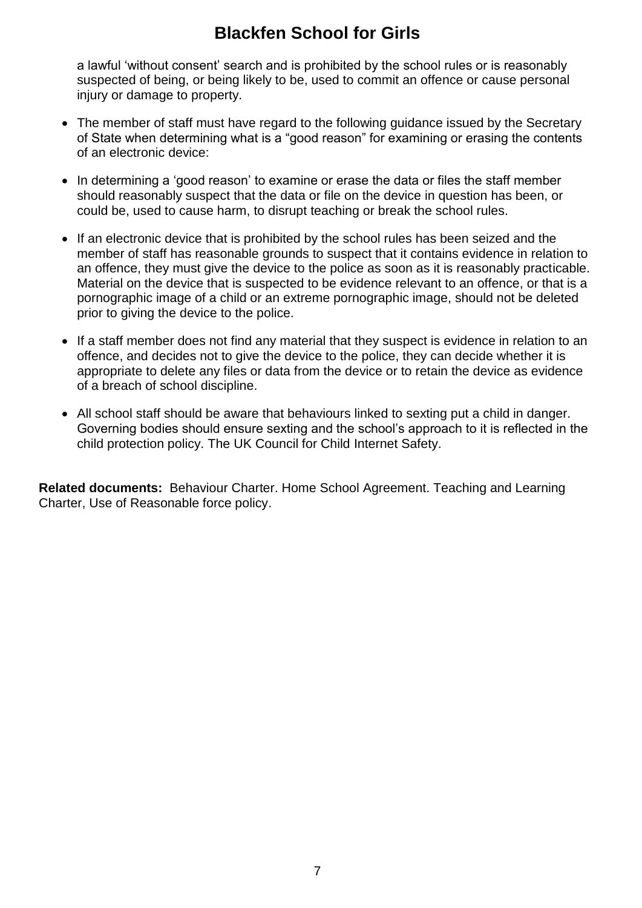a lawful 'without consent' search and is prohibited by the school rules or is reasonably suspected of being, or being likely to be, used to commit an offence or cause personal injury or damage to property.

- The member of staff must have regard to the following guidance issued by the Secretary of State when determining what is a "good reason" for examining or erasing the contents of an electronic device:
- In determining a 'good reason' to examine or erase the data or files the staff member should reasonably suspect that the data or file on the device in question has been, or could be, used to cause harm, to disrupt teaching or break the school rules.
- If an electronic device that is prohibited by the school rules has been seized and the member of staff has reasonable grounds to suspect that it contains evidence in relation to an offence, they must give the device to the police as soon as it is reasonably practicable. Material on the device that is suspected to be evidence relevant to an offence, or that is a pornographic image of a child or an extreme pornographic image, should not be deleted prior to giving the device to the police.
- If a staff member does not find any material that they suspect is evidence in relation to an offence, and decides not to give the device to the police, they can decide whether it is appropriate to delete any files or data from the device or to retain the device as evidence of a breach of school discipline.
- All school staff should be aware that behaviours linked to sexting put a child in danger. Governing bodies should ensure sexting and the school's approach to it is reflected in the child protection policy. The UK Council for Child Internet Safety.

**Related documents:** Behaviour Charter. Home School Agreement. Teaching and Learning Charter, Use of Reasonable force policy.